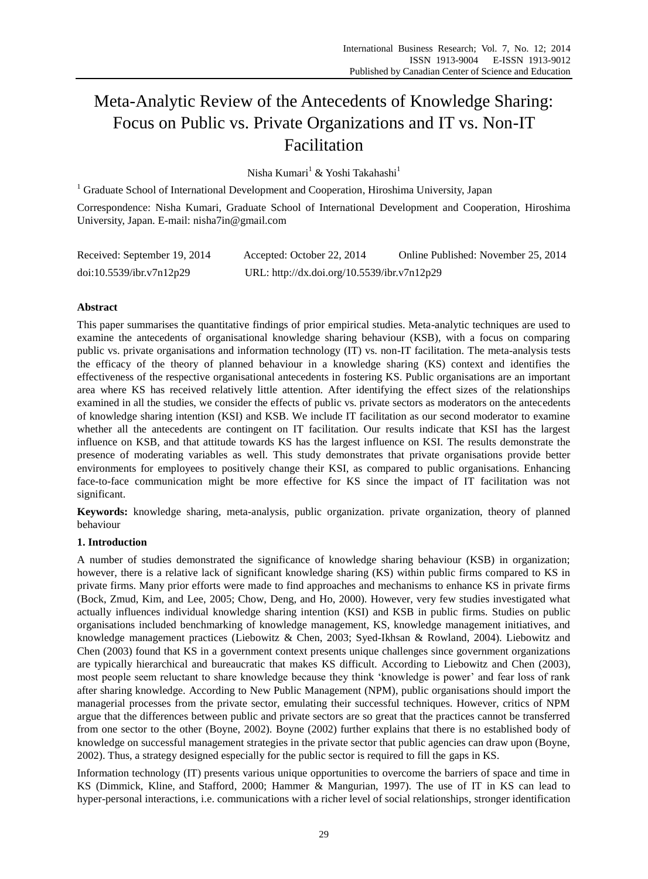# Meta-Analytic Review of the Antecedents of Knowledge Sharing: Focus on Public vs. Private Organizations and IT vs. Non-IT Facilitation

Nisha Kumari[1] & Yoshi Takahashi[1]

[1] Graduate School of International Development and Cooperation, Hiroshima University, Japan

Correspondence: Nisha Kumari, Graduate School of International Development and Cooperation, Hiroshima University, Japan. E-mail: nisha7in@gmail.com

Received: September 19, 2014 Accepted: October 22, 2014 Online Published: November 25, 2014

doi:10.5539/ibr.v7n12p29 URL: http://dx.doi.org/10.5539/ibr.v7n12p29

## Abstract

This paper summarises the quantitative findings of prior empirical studies. Meta-analytic techniques are used to examine the antecedents of organisational knowledge sharing behaviour (KSB), with a focus on comparing public vs. private organisations and information technology (IT) vs. non-IT facilitation. The meta-analysis tests the efficacy of the theory of planned behaviour in a knowledge sharing (KS) context and identifies the effectiveness of the respective organisational antecedents in fostering KS. Public organisations are an important area where KS has received relatively little attention. After identifying the effect sizes of the relationships examined in all the studies, we consider the effects of public vs. private sectors as moderators on the antecedents of knowledge sharing intention (KSI) and KSB. We include IT facilitation as our second moderator to examine whether all the antecedents are contingent on IT facilitation. Our results indicate that KSI has the largest influence on KSB, and that attitude towards KS has the largest influence on KSI. The results demonstrate the presence of moderating variables as well. This study demonstrates that private organisations provide better environments for employees to positively change their KSI, as compared to public organisations. Enhancing face-to-face communication might be more effective for KS since the impact of IT facilitation was not significant.

**Keywords:** knowledge sharing, meta-analysis, public organization. private organization, theory of planned behaviour

## 1. Introduction

A number of studies demonstrated the significance of knowledge sharing behaviour (KSB) in organization; however, there is a relative lack of significant knowledge sharing (KS) within public firms compared to KS in private firms. Many prior efforts were made to find approaches and mechanisms to enhance KS in private firms (Bock, Zmud, Kim, and Lee, 2005; Chow, Deng, and Ho, 2000). However, very few studies investigated what actually influences individual knowledge sharing intention (KSI) and KSB in public firms. Studies on public organisations included benchmarking of knowledge management, KS, knowledge management initiatives, and knowledge management practices (Liebowitz & Chen, 2003; Syed-Ikhsan & Rowland, 2004). Liebowitz and Chen (2003) found that KS in a government context presents unique challenges since government organizations are typically hierarchical and bureaucratic that makes KS difficult. According to Liebowitz and Chen (2003), most people seem reluctant to share knowledge because they think 'knowledge is power' and fear loss of rank after sharing knowledge. According to New Public Management (NPM), public organisations should import the managerial processes from the private sector, emulating their successful techniques. However, critics of NPM argue that the differences between public and private sectors are so great that the practices cannot be transferred from one sector to the other (Boyne, 2002). Boyne (2002) further explains that there is no established body of knowledge on successful management strategies in the private sector that public agencies can draw upon (Boyne, 2002). Thus, a strategy designed especially for the public sector is required to fill the gaps in KS.

Information technology (IT) presents various unique opportunities to overcome the barriers of space and time in KS (Dimmick, Kline, and Stafford, 2000; Hammer & Mangurian, 1997). The use of IT in KS can lead to hyper-personal interactions, i.e. communications with a richer level of social relationships, stronger identification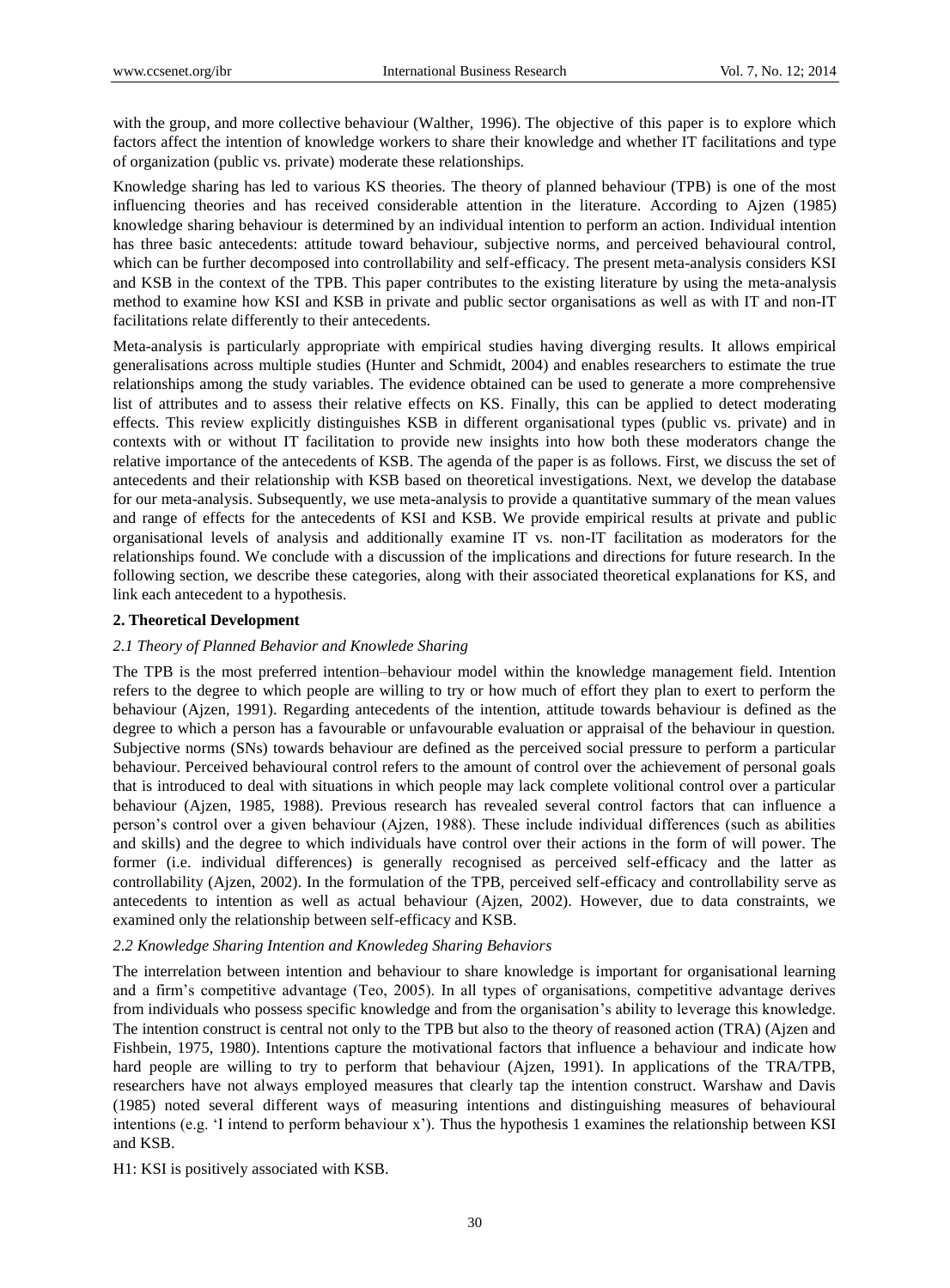with the group, and more collective behaviour (Walther, 1996). The objective of this paper is to explore which factors affect the intention of knowledge workers to share their knowledge and whether IT facilitations and type of organization (public vs. private) moderate these relationships.

Knowledge sharing has led to various KS theories. The theory of planned behaviour (TPB) is one of the most influencing theories and has received considerable attention in the literature. According to Ajzen (1985) knowledge sharing behaviour is determined by an individual intention to perform an action. Individual intention has three basic antecedents: attitude toward behaviour, subjective norms, and perceived behavioural control, which can be further decomposed into controllability and self-efficacy. The present meta-analysis considers KSI and KSB in the context of the TPB. This paper contributes to the existing literature by using the meta-analysis method to examine how KSI and KSB in private and public sector organisations as well as with IT and non-IT facilitations relate differently to their antecedents.

Meta-analysis is particularly appropriate with empirical studies having diverging results. It allows empirical generalisations across multiple studies (Hunter and Schmidt, 2004) and enables researchers to estimate the true relationships among the study variables. The evidence obtained can be used to generate a more comprehensive list of attributes and to assess their relative effects on KS. Finally, this can be applied to detect moderating effects. This review explicitly distinguishes KSB in different organisational types (public vs. private) and in contexts with or without IT facilitation to provide new insights into how both these moderators change the relative importance of the antecedents of KSB. The agenda of the paper is as follows. First, we discuss the set of antecedents and their relationship with KSB based on theoretical investigations. Next, we develop the database for our meta-analysis. Subsequently, we use meta-analysis to provide a quantitative summary of the mean values and range of effects for the antecedents of KSI and KSB. We provide empirical results at private and public organisational levels of analysis and additionally examine IT vs. non-IT facilitation as moderators for the relationships found. We conclude with a discussion of the implications and directions for future research. In the following section, we describe these categories, along with their associated theoretical explanations for KS, and link each antecedent to a hypothesis.

## 2. Theoretical Development

### *2.1 Theory of Planned Behavior and Knowlede Sharing*

The TPB is the most preferred intention–behaviour model within the knowledge management field. Intention refers to the degree to which people are willing to try or how much of effort they plan to exert to perform the behaviour (Ajzen, 1991). Regarding antecedents of the intention, attitude towards behaviour is defined as the degree to which a person has a favourable or unfavourable evaluation or appraisal of the behaviour in question. Subjective norms (SNs) towards behaviour are defined as the perceived social pressure to perform a particular behaviour. Perceived behavioural control refers to the amount of control over the achievement of personal goals that is introduced to deal with situations in which people may lack complete volitional control over a particular behaviour (Ajzen, 1985, 1988). Previous research has revealed several control factors that can influence a person's control over a given behaviour (Ajzen, 1988). These include individual differences (such as abilities and skills) and the degree to which individuals have control over their actions in the form of will power. The former (i.e. individual differences) is generally recognised as perceived self-efficacy and the latter as controllability (Ajzen, 2002). In the formulation of the TPB, perceived self-efficacy and controllability serve as antecedents to intention as well as actual behaviour (Ajzen, 2002). However, due to data constraints, we examined only the relationship between self-efficacy and KSB.

### *2.2 Knowledge Sharing Intention and Knowledeg Sharing Behaviors*

The interrelation between intention and behaviour to share knowledge is important for organisational learning and a firm's competitive advantage (Teo, 2005). In all types of organisations, competitive advantage derives from individuals who possess specific knowledge and from the organisation's ability to leverage this knowledge. The intention construct is central not only to the TPB but also to the theory of reasoned action (TRA) (Ajzen and Fishbein, 1975, 1980). Intentions capture the motivational factors that influence a behaviour and indicate how hard people are willing to try to perform that behaviour (Ajzen, 1991). In applications of the TRA/TPB, researchers have not always employed measures that clearly tap the intention construct. Warshaw and Davis (1985) noted several different ways of measuring intentions and distinguishing measures of behavioural intentions (e.g. 'I intend to perform behaviour x'). Thus the hypothesis 1 examines the relationship between KSI and KSB.

H1: KSI is positively associated with KSB.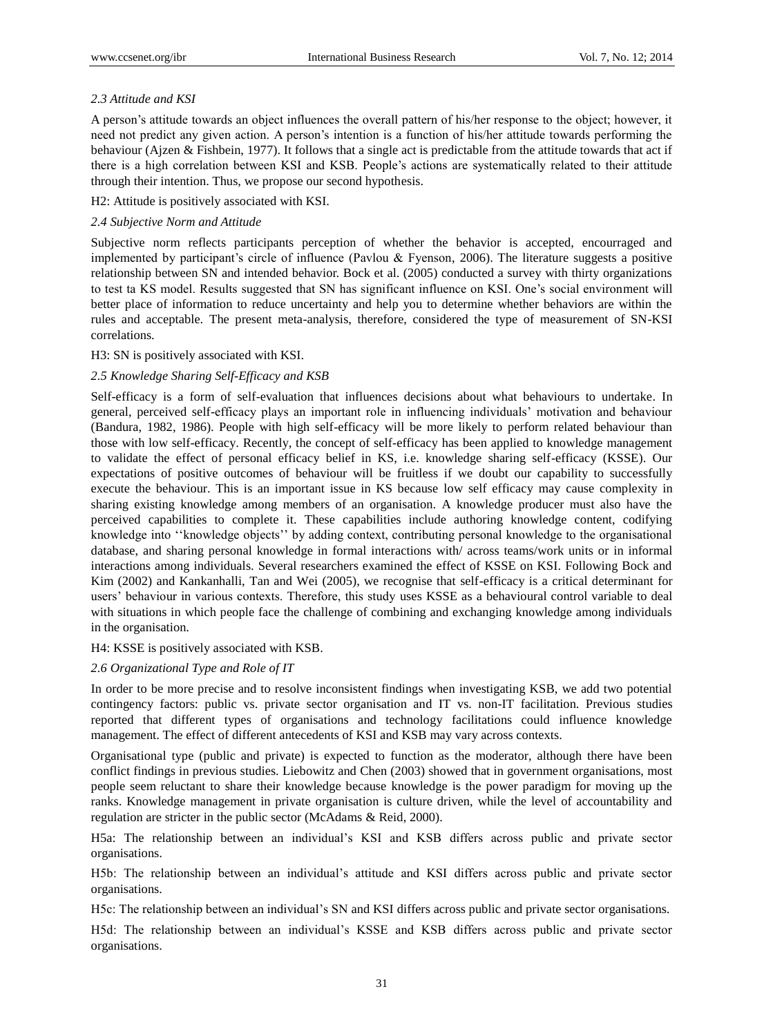*2.3 Attitude and KSI*

A person's attitude towards an object influences the overall pattern of his/her response to the object; however, it need not predict any given action. A person's intention is a function of his/her attitude towards performing the behaviour (Ajzen & Fishbein, 1977). It follows that a single act is predictable from the attitude towards that act if there is a high correlation between KSI and KSB. People's actions are systematically related to their attitude through their intention. Thus, we propose our second hypothesis.

H2: Attitude is positively associated with KSI.

*2.4 Subjective Norm and Attitude*

Subjective norm reflects participants perception of whether the behavior is accepted, encourraged and implemented by participant's circle of influence (Pavlou & Fyenson, 2006). The literature suggests a positive relationship between SN and intended behavior. Bock et al. (2005) conducted a survey with thirty organizations to test ta KS model. Results suggested that SN has significant influence on KSI. One's social environment will better place of information to reduce uncertainty and help you to determine whether behaviors are within the rules and acceptable. The present meta-analysis, therefore, considered the type of measurement of SN-KSI correlations.

H3: SN is positively associated with KSI.

*2.5 Knowledge Sharing Self-Efficacy and KSB*

Self-efficacy is a form of self-evaluation that influences decisions about what behaviours to undertake. In general, perceived self-efficacy plays an important role in influencing individuals' motivation and behaviour (Bandura, 1982, 1986). People with high self-efficacy will be more likely to perform related behaviour than those with low self-efficacy. Recently, the concept of self-efficacy has been applied to knowledge management to validate the effect of personal efficacy belief in KS, i.e. knowledge sharing self-efficacy (KSSE). Our expectations of positive outcomes of behaviour will be fruitless if we doubt our capability to successfully execute the behaviour. This is an important issue in KS because low self efficacy may cause complexity in sharing existing knowledge among members of an organisation. A knowledge producer must also have the perceived capabilities to complete it. These capabilities include authoring knowledge content, codifying knowledge into ''knowledge objects'' by adding context, contributing personal knowledge to the organisational database, and sharing personal knowledge in formal interactions with/ across teams/work units or in informal interactions among individuals. Several researchers examined the effect of KSSE on KSI. Following Bock and Kim (2002) and Kankanhalli, Tan and Wei (2005), we recognise that self-efficacy is a critical determinant for users' behaviour in various contexts. Therefore, this study uses KSSE as a behavioural control variable to deal with situations in which people face the challenge of combining and exchanging knowledge among individuals in the organisation.

H4: KSSE is positively associated with KSB.

*2.6 Organizational Type and Role of IT*

In order to be more precise and to resolve inconsistent findings when investigating KSB, we add two potential contingency factors: public vs. private sector organisation and IT vs. non-IT facilitation. Previous studies reported that different types of organisations and technology facilitations could influence knowledge management. The effect of different antecedents of KSI and KSB may vary across contexts.

Organisational type (public and private) is expected to function as the moderator, although there have been conflict findings in previous studies. Liebowitz and Chen (2003) showed that in government organisations, most people seem reluctant to share their knowledge because knowledge is the power paradigm for moving up the ranks. Knowledge management in private organisation is culture driven, while the level of accountability and regulation are stricter in the public sector (McAdams & Reid, 2000).

H5a: The relationship between an individual's KSI and KSB differs across public and private sector organisations.

H5b: The relationship between an individual's attitude and KSI differs across public and private sector organisations.

H5c: The relationship between an individual's SN and KSI differs across public and private sector organisations.

H5d: The relationship between an individual's KSSE and KSB differs across public and private sector organisations.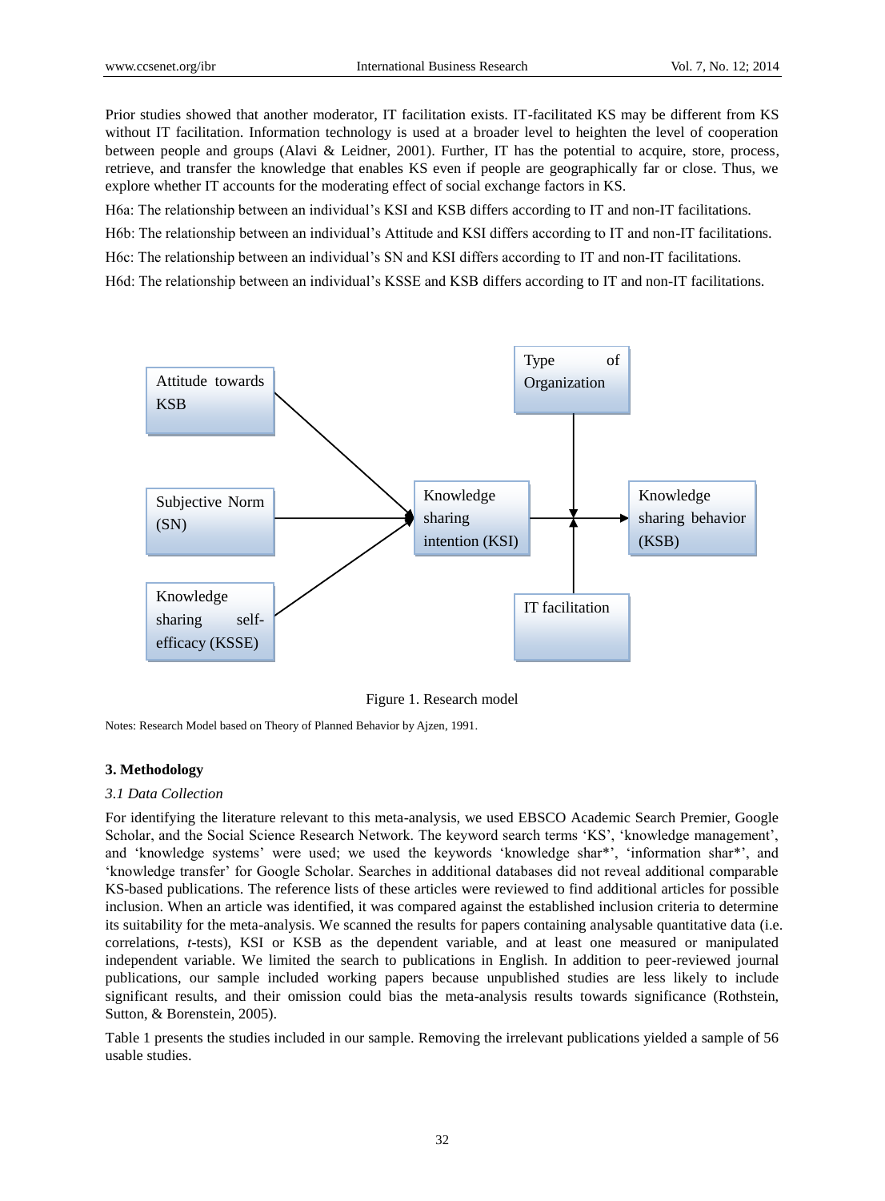Prior studies showed that another moderator, IT facilitation exists. IT-facilitated KS may be different from KS without IT facilitation. Information technology is used at a broader level to heighten the level of cooperation between people and groups (Alavi & Leidner, 2001). Further, IT has the potential to acquire, store, process, retrieve, and transfer the knowledge that enables KS even if people are geographically far or close. Thus, we explore whether IT accounts for the moderating effect of social exchange factors in KS.

H6a: The relationship between an individual's KSI and KSB differs according to IT and non-IT facilitations.

H6b: The relationship between an individual's Attitude and KSI differs according to IT and non-IT facilitations.

H6c: The relationship between an individual's SN and KSI differs according to IT and non-IT facilitations.

H6d: The relationship between an individual's KSSE and KSB differs according to IT and non-IT facilitations.

Figure 1. Research model

Notes: Research Model based on Theory of Planned Behavior by Ajzen, 1991.

## 3. Methodology

### *3.1 Data Collection*

For identifying the literature relevant to this meta-analysis, we used EBSCO Academic Search Premier, Google Scholar, and the Social Science Research Network. The keyword search terms 'KS', 'knowledge management', and 'knowledge systems' were used; we used the keywords 'knowledge shar*', 'information shar*', and 'knowledge transfer' for Google Scholar. Searches in additional databases did not reveal additional comparable KS-based publications. The reference lists of these articles were reviewed to find additional articles for possible inclusion. When an article was identified, it was compared against the established inclusion criteria to determine its suitability for the meta-analysis. We scanned the results for papers containing analysable quantitative data (i.e. correlations, *t*-tests), KSI or KSB as the dependent variable, and at least one measured or manipulated independent variable. We limited the search to publications in English. In addition to peer-reviewed journal publications, our sample included working papers because unpublished studies are less likely to include significant results, and their omission could bias the meta-analysis results towards significance (Rothstein, Sutton, & Borenstein, 2005).

Table 1 presents the studies included in our sample. Removing the irrelevant publications yielded a sample of 56 usable studies.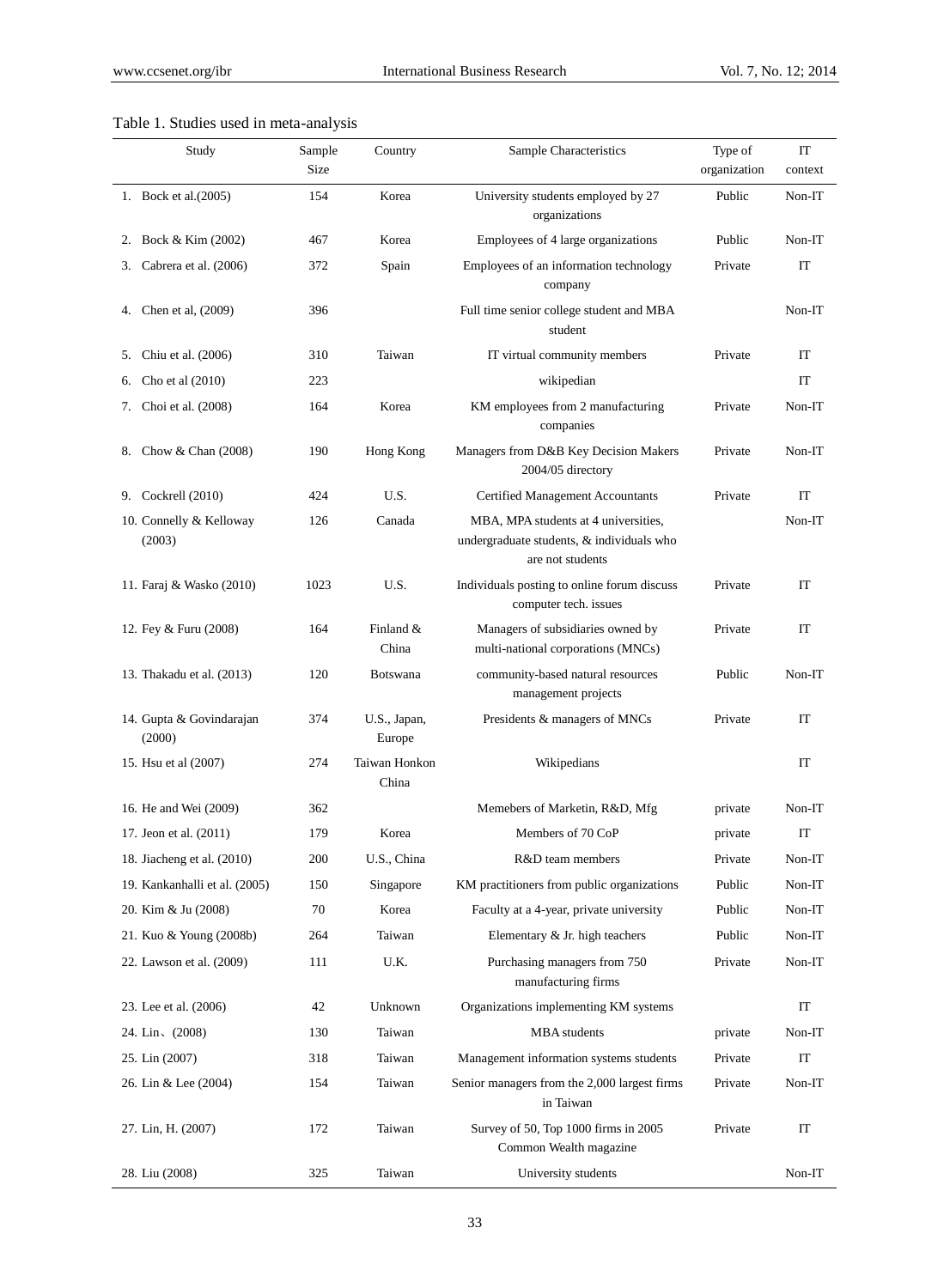Table 1. Studies used in meta-analysis

| Study | Sample Size | Country | Sample Characteristics | Type of organization | IT context |
|---|---|---|---|---|---|
| 1. Bock et al.(2005) | 154 | Korea | University students employed by 27 organizations | Public | Non-IT |
| 2. Bock & Kim (2002) | 467 | Korea | Employees of 4 large organizations | Public | Non-IT |
| 3. Cabrera et al. (2006) | 372 | Spain | Employees of an information technology company | Private | IT |
| 4. Chen et al, (2009) | 396 | | Full time senior college student and MBA student | | Non-IT |
| 5. Chiu et al. (2006) | 310 | Taiwan | IT virtual community members | Private | IT |
| 6. Cho et al (2010) | 223 | | wikipedian | | IT |
| 7. Choi et al. (2008) | 164 | Korea | KM employees from 2 manufacturing companies | Private | Non-IT |
| 8. Chow & Chan (2008) | 190 | Hong Kong | Managers from D&B Key Decision Makers 2004/05 directory | Private | Non-IT |
| 9. Cockrell (2010) | 424 | U.S. | Certified Management Accountants | Private | IT |
| 10. Connelly & Kelloway (2003) | 126 | Canada | MBA, MPA students at 4 universities, undergraduate students, & individuals who are not students | | Non-IT |
| 11. Faraj & Wasko (2010) | 1023 | U.S. | Individuals posting to online forum discuss computer tech. issues | Private | IT |
| 12. Fey & Furu (2008) | 164 | Finland & China | Managers of subsidiaries owned by multi-national corporations (MNCs) | Private | IT |
| 13. Thakadu et al. (2013) | 120 | Botswana | community-based natural resources management projects | Public | Non-IT |
| 14. Gupta & Govindarajan (2000) | 374 | U.S., Japan, Europe | Presidents & managers of MNCs | Private | IT |
| 15. Hsu et al (2007) | 274 | Taiwan Honkon China | Wikipedians | | IT |
| 16. He and Wei (2009) | 362 | | Memebers of Marketin, R&D, Mfg | private | Non-IT |
| 17. Jeon et al. (2011) | 179 | Korea | Members of 70 CoP | private | IT |
| 18. Jiacheng et al. (2010) | 200 | U.S., China | R&D team members | Private | Non-IT |
| 19. Kankanhalli et al. (2005) | 150 | Singapore | KM practitioners from public organizations | Public | Non-IT |
| 20. Kim & Ju (2008) | 70 | Korea | Faculty at a 4-year, private university | Public | Non-IT |
| 21. Kuo & Young (2008b) | 264 | Taiwan | Elementary & Jr. high teachers | Public | Non-IT |
| 22. Lawson et al. (2009) | 111 | U.K. | Purchasing managers from 750 manufacturing firms | Private | Non-IT |
| 23. Lee et al. (2006) | 42 | Unknown | Organizations implementing KM systems | | IT |
| 24. Lin、(2008) | 130 | Taiwan | MBA students | private | Non-IT |
| 25. Lin (2007) | 318 | Taiwan | Management information systems students | Private | IT |
| 26. Lin & Lee (2004) | 154 | Taiwan | Senior managers from the 2,000 largest firms in Taiwan | Private | Non-IT |
| 27. Lin, H. (2007) | 172 | Taiwan | Survey of 50, Top 1000 firms in 2005 Common Wealth magazine | Private | IT |
| 28. Liu (2008) | 325 | Taiwan | University students | | Non-IT |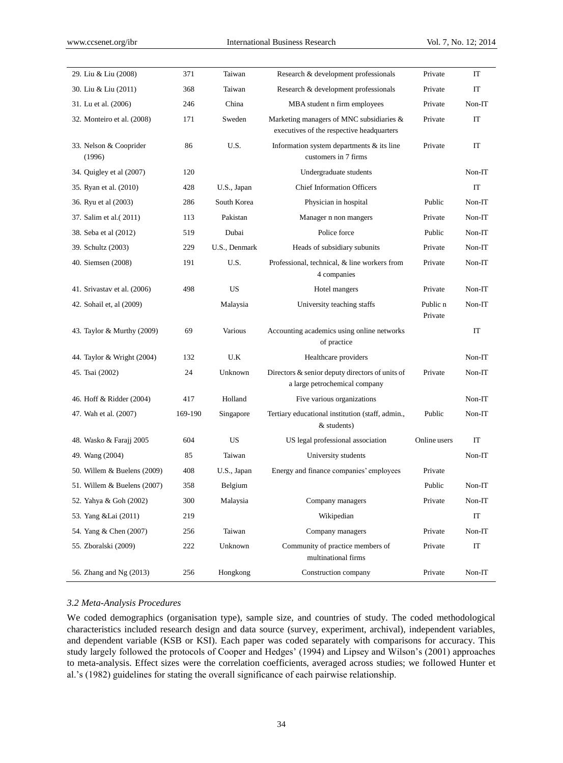| | | | | | |
|---|---|---|---|---|---|
| 29. Liu & Liu (2008) | 371 | Taiwan | Research & development professionals | Private | IT |
| 30. Liu & Liu (2011) | 368 | Taiwan | Research & development professionals | Private | IT |
| 31. Lu et al. (2006) | 246 | China | MBA student n firm employees | Private | Non-IT |
| 32. Monteiro et al. (2008) | 171 | Sweden | Marketing managers of MNC subsidiaries & executives of the respective headquarters | Private | IT |
| 33. Nelson & Cooprider (1996) | 86 | U.S. | Information system departments & its line customers in 7 firms | Private | IT |
| 34. Quigley et al (2007) | 120 | | Undergraduate students | | Non-IT |
| 35. Ryan et al. (2010) | 428 | U.S., Japan | Chief Information Officers | | IT |
| 36. Ryu et al (2003) | 286 | South Korea | Physician in hospital | Public | Non-IT |
| 37. Salim et al.( 2011) | 113 | Pakistan | Manager n non mangers | Private | Non-IT |
| 38. Seba et al (2012) | 519 | Dubai | Police force | Public | Non-IT |
| 39. Schultz (2003) | 229 | U.S., Denmark | Heads of subsidiary subunits | Private | Non-IT |
| 40. Siemsen (2008) | 191 | U.S. | Professional, technical, & line workers from 4 companies | Private | Non-IT |
| 41. Srivastav et al. (2006) | 498 | US | Hotel mangers | Private | Non-IT |
| 42. Sohail et, al (2009) | | Malaysia | University teaching staffs | Public n Private | Non-IT |
| 43. Taylor & Murthy (2009) | 69 | Various | Accounting academics using online networks of practice | | IT |
| 44. Taylor & Wright (2004) | 132 | U.K | Healthcare providers | | Non-IT |
| 45. Tsai (2002) | 24 | Unknown | Directors & senior deputy directors of units of a large petrochemical company | Private | Non-IT |
| 46. Hoff & Ridder (2004) | 417 | Holland | Five various organizations | | Non-IT |
| 47. Wah et al. (2007) | 169-190 | Singapore | Tertiary educational institution (staff, admin., & students) | Public | Non-IT |
| 48. Wasko & Farajj 2005 | 604 | US | US legal professional association | Online users | IT |
| 49. Wang (2004) | 85 | Taiwan | University students | | Non-IT |
| 50. Willem & Buelens (2009) | 408 | U.S., Japan | Energy and finance companies' employees | Private | |
| 51. Willem & Buelens (2007) | 358 | Belgium | | Public | Non-IT |
| 52. Yahya & Goh (2002) | 300 | Malaysia | Company managers | Private | Non-IT |
| 53. Yang &Lai (2011) | 219 | | Wikipedian | | IT |
| 54. Yang & Chen (2007) | 256 | Taiwan | Company managers | Private | Non-IT |
| 55. Zboralski (2009) | 222 | Unknown | Community of practice members of multinational firms | Private | IT |
| 56. Zhang and Ng (2013) | 256 | Hongkong | Construction company | Private | Non-IT |

### *3.2 Meta-Analysis Procedures*

We coded demographics (organisation type), sample size, and countries of study. The coded methodological characteristics included research design and data source (survey, experiment, archival), independent variables, and dependent variable (KSB or KSI). Each paper was coded separately with comparisons for accuracy. This study largely followed the protocols of Cooper and Hedges' (1994) and Lipsey and Wilson's (2001) approaches to meta-analysis. Effect sizes were the correlation coefficients, averaged across studies; we followed Hunter et al.'s (1982) guidelines for stating the overall significance of each pairwise relationship.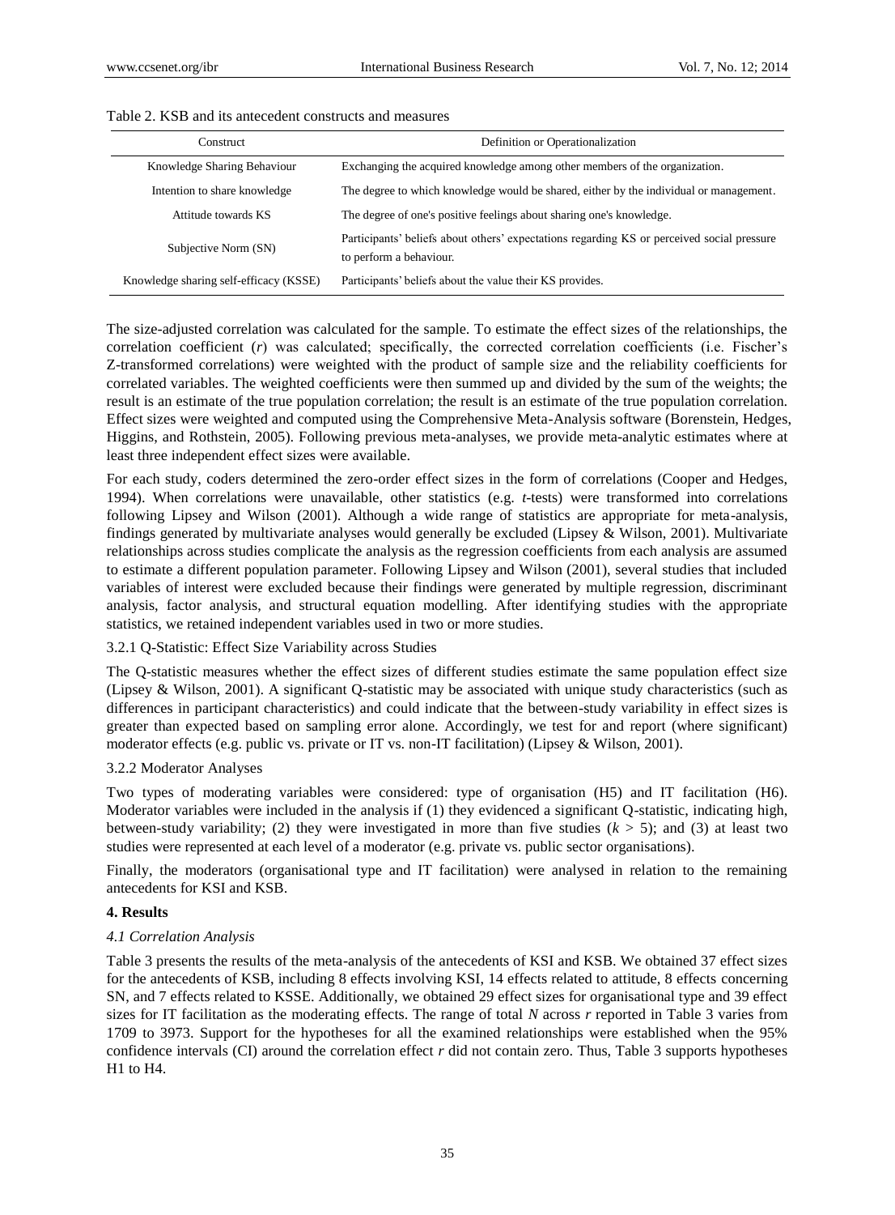Table 2. KSB and its antecedent constructs and measures

| Construct | Definition or Operationalization |
|---|---|
| Knowledge Sharing Behaviour | Exchanging the acquired knowledge among other members of the organization. |
| Intention to share knowledge | The degree to which knowledge would be shared, either by the individual or management. |
| Attitude towards KS | The degree of one's positive feelings about sharing one's knowledge. |
| Subjective Norm (SN) | Participants' beliefs about others' expectations regarding KS or perceived social pressure to perform a behaviour. |
| Knowledge sharing self-efficacy (KSSE) | Participants' beliefs about the value their KS provides. |

The size-adjusted correlation was calculated for the sample. To estimate the effect sizes of the relationships, the correlation coefficient (*r*) was calculated; specifically, the corrected correlation coefficients (i.e. Fischer's Z-transformed correlations) were weighted with the product of sample size and the reliability coefficients for correlated variables. The weighted coefficients were then summed up and divided by the sum of the weights; the result is an estimate of the true population correlation; the result is an estimate of the true population correlation. Effect sizes were weighted and computed using the Comprehensive Meta-Analysis software (Borenstein, Hedges, Higgins, and Rothstein, 2005). Following previous meta-analyses, we provide meta-analytic estimates where at least three independent effect sizes were available.

For each study, coders determined the zero-order effect sizes in the form of correlations (Cooper and Hedges, 1994). When correlations were unavailable, other statistics (e.g. *t*-tests) were transformed into correlations following Lipsey and Wilson (2001). Although a wide range of statistics are appropriate for meta-analysis, findings generated by multivariate analyses would generally be excluded (Lipsey & Wilson, 2001). Multivariate relationships across studies complicate the analysis as the regression coefficients from each analysis are assumed to estimate a different population parameter. Following Lipsey and Wilson (2001), several studies that included variables of interest were excluded because their findings were generated by multiple regression, discriminant analysis, factor analysis, and structural equation modelling. After identifying studies with the appropriate statistics, we retained independent variables used in two or more studies.

3.2.1 Q-Statistic: Effect Size Variability across Studies

The Q-statistic measures whether the effect sizes of different studies estimate the same population effect size (Lipsey & Wilson, 2001). A significant Q-statistic may be associated with unique study characteristics (such as differences in participant characteristics) and could indicate that the between-study variability in effect sizes is greater than expected based on sampling error alone. Accordingly, we test for and report (where significant) moderator effects (e.g. public vs. private or IT vs. non-IT facilitation) (Lipsey & Wilson, 2001).

3.2.2 Moderator Analyses

Two types of moderating variables were considered: type of organisation (H5) and IT facilitation (H6). Moderator variables were included in the analysis if (1) they evidenced a significant Q-statistic, indicating high, between-study variability; (2) they were investigated in more than five studies ($k > 5$); and (3) at least two studies were represented at each level of a moderator (e.g. private vs. public sector organisations).

Finally, the moderators (organisational type and IT facilitation) were analysed in relation to the remaining antecedents for KSI and KSB.

## 4. Results

*4.1 Correlation Analysis*

Table 3 presents the results of the meta-analysis of the antecedents of KSI and KSB. We obtained 37 effect sizes for the antecedents of KSB, including 8 effects involving KSI, 14 effects related to attitude, 8 effects concerning SN, and 7 effects related to KSSE. Additionally, we obtained 29 effect sizes for organisational type and 39 effect sizes for IT facilitation as the moderating effects. The range of total *N* across *r* reported in Table 3 varies from 1709 to 3973. Support for the hypotheses for all the examined relationships were established when the 95% confidence intervals (CI) around the correlation effect *r* did not contain zero. Thus, Table 3 supports hypotheses H1 to H4.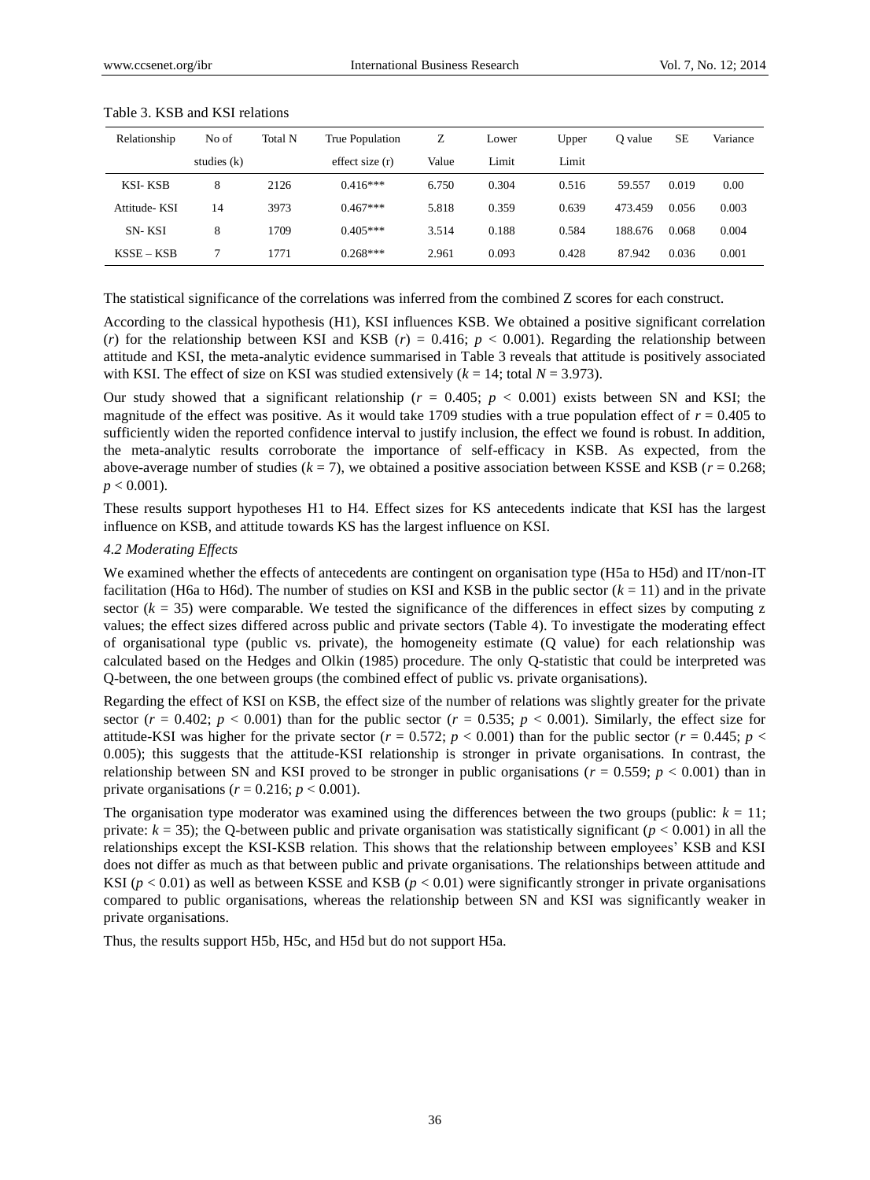Table 3. KSB and KSI relations

| Relationship | No of studies (k) | Total N | True Population effect size (r) | Z Value | Lower Limit | Upper Limit | Q value | SE | Variance |
|---|---|---|---|---|---|---|---|---|---|
| KSI- KSB | 8 | 2126 | 0.416*** | 6.750 | 0.304 | 0.516 | 59.557 | 0.019 | 0.00 |
| Attitude- KSI | 14 | 3973 | 0.467*** | 5.818 | 0.359 | 0.639 | 473.459 | 0.056 | 0.003 |
| SN- KSI | 8 | 1709 | 0.405*** | 3.514 | 0.188 | 0.584 | 188.676 | 0.068 | 0.004 |
| KSSE – KSB | 7 | 1771 | 0.268*** | 2.961 | 0.093 | 0.428 | 87.942 | 0.036 | 0.001 |

The statistical significance of the correlations was inferred from the combined Z scores for each construct.

According to the classical hypothesis (H1), KSI influences KSB. We obtained a positive significant correlation ($r$) for the relationship between KSI and KSB ($r$) = 0.416; $p < 0.001$). Regarding the relationship between attitude and KSI, the meta-analytic evidence summarised in Table 3 reveals that attitude is positively associated with KSI. The effect of size on KSI was studied extensively ($k = 14$; total $N = 3.973$).

Our study showed that a significant relationship ($r = 0.405$; $p < 0.001$) exists between SN and KSI; the magnitude of the effect was positive. As it would take 1709 studies with a true population effect of $r = 0.405$ to sufficiently widen the reported confidence interval to justify inclusion, the effect we found is robust. In addition, the meta-analytic results corroborate the importance of self-efficacy in KSB. As expected, from the above-average number of studies ($k = 7$), we obtained a positive association between KSSE and KSB ($r = 0.268$; $p < 0.001$).

These results support hypotheses H1 to H4. Effect sizes for KS antecedents indicate that KSI has the largest influence on KSB, and attitude towards KS has the largest influence on KSI.

*4.2 Moderating Effects*

We examined whether the effects of antecedents are contingent on organisation type (H5a to H5d) and IT/non-IT facilitation (H6a to H6d). The number of studies on KSI and KSB in the public sector ($k = 11$) and in the private sector ($k = 35$) were comparable. We tested the significance of the differences in effect sizes by computing z values; the effect sizes differed across public and private sectors (Table 4). To investigate the moderating effect of organisational type (public vs. private), the homogeneity estimate (Q value) for each relationship was calculated based on the Hedges and Olkin (1985) procedure. The only Q-statistic that could be interpreted was Q-between, the one between groups (the combined effect of public vs. private organisations).

Regarding the effect of KSI on KSB, the effect size of the number of relations was slightly greater for the private sector ($r = 0.402$; $p < 0.001$) than for the public sector ($r = 0.535$; $p < 0.001$). Similarly, the effect size for attitude-KSI was higher for the private sector ($r = 0.572$; $p < 0.001$) than for the public sector ($r = 0.445$; $p < 0.005$); this suggests that the attitude-KSI relationship is stronger in private organisations. In contrast, the relationship between SN and KSI proved to be stronger in public organisations ($r = 0.559$; $p < 0.001$) than in private organisations ($r = 0.216$; $p < 0.001$).

The organisation type moderator was examined using the differences between the two groups (public: $k = 11$; private: $k = 35$); the Q-between public and private organisation was statistically significant ($p < 0.001$) in all the relationships except the KSI-KSB relation. This shows that the relationship between employees' KSB and KSI does not differ as much as that between public and private organisations. The relationships between attitude and KSI ($p < 0.01$) as well as between KSSE and KSB ($p < 0.01$) were significantly stronger in private organisations compared to public organisations, whereas the relationship between SN and KSI was significantly weaker in private organisations.

Thus, the results support H5b, H5c, and H5d but do not support H5a.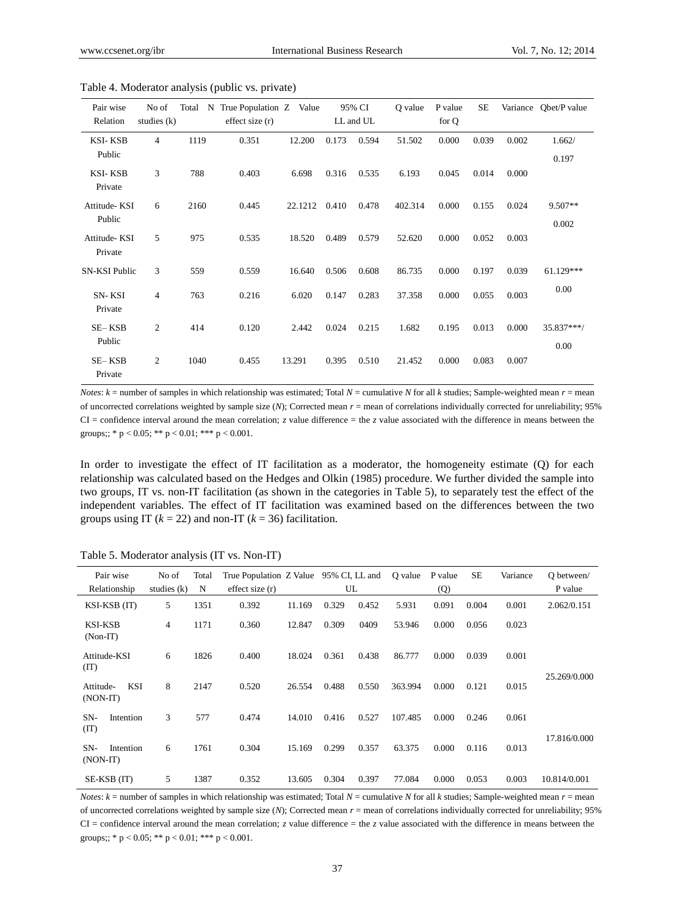Table 4. Moderator analysis (public vs. private)

| Pair wise Relation | No of studies (k) | Total N | True Population effect size (r) | Z Value | 95% CI LL and UL | | Q value | P value for Q | SE | Variance | Qbet/P value |
|---|---|---|---|---|---|---|---|---|---|---|---|
| KSI- KSB Public | 4 | 1119 | 0.351 | 12.200 | 0.173 | 0.594 | 51.502 | 0.000 | 0.039 | 0.002 | 1.662/ 0.197 |
| KSI- KSB Private | 3 | 788 | 0.403 | 6.698 | 0.316 | 0.535 | 6.193 | 0.045 | 0.014 | 0.000 | |
| Attitude- KSI Public | 6 | 2160 | 0.445 | 22.1212 | 0.410 | 0.478 | 402.314 | 0.000 | 0.155 | 0.024 | 9.507** 0.002 |
| Attitude- KSI Private | 5 | 975 | 0.535 | 18.520 | 0.489 | 0.579 | 52.620 | 0.000 | 0.052 | 0.003 | |
| SN-KSI Public | 3 | 559 | 0.559 | 16.640 | 0.506 | 0.608 | 86.735 | 0.000 | 0.197 | 0.039 | 61.129*** 0.00 |
| SN- KSI Private | 4 | 763 | 0.216 | 6.020 | 0.147 | 0.283 | 37.358 | 0.000 | 0.055 | 0.003 | |
| SE– KSB Public | 2 | 414 | 0.120 | 2.442 | 0.024 | 0.215 | 1.682 | 0.195 | 0.013 | 0.000 | 35.837***/ 0.00 |
| SE– KSB Private | 2 | 1040 | 0.455 | 13.291 | 0.395 | 0.510 | 21.452 | 0.000 | 0.083 | 0.007 | |

*Notes*: $k$ = number of samples in which relationship was estimated; Total $N$ = cumulative $N$ for all $k$ studies; Sample-weighted mean $r$ = mean of uncorrected correlations weighted by sample size ($N$); Corrected mean $r$ = mean of correlations individually corrected for unreliability; 95% CI = confidence interval around the mean correlation; $z$ value difference = the $z$ value associated with the difference in means between the groups;; * $p < 0.05$; ** $p < 0.01$; *** $p < 0.001$.

In order to investigate the effect of IT facilitation as a moderator, the homogeneity estimate (Q) for each relationship was calculated based on the Hedges and Olkin (1985) procedure. We further divided the sample into two groups, IT vs. non-IT facilitation (as shown in the categories in Table 5), to separately test the effect of the independent variables. The effect of IT facilitation was examined based on the differences between the two groups using IT ($k$ = 22) and non-IT ($k$ = 36) facilitation.

Table 5. Moderator analysis (IT vs. Non-IT)

| Pair wise Relationship | No of studies (k) | Total N | True Population effect size (r) | Z Value | 95% CI, LL and UL | | Q value | P value (Q) | SE | Variance | Q between/ P value |
|---|---|---|---|---|---|---|---|---|---|---|---|
| KSI-KSB (IT) | 5 | 1351 | 0.392 | 11.169 | 0.329 | 0.452 | 5.931 | 0.091 | 0.004 | 0.001 | 2.062/0.151 |
| KSI-KSB (Non-IT) | 4 | 1171 | 0.360 | 12.847 | 0.309 | 0409 | 53.946 | 0.000 | 0.056 | 0.023 | |
| Attitude-KSI (IT) | 6 | 1826 | 0.400 | 18.024 | 0.361 | 0.438 | 86.777 | 0.000 | 0.039 | 0.001 | 25.269/0.000 |
| Attitude- KSI (NON-IT) | 8 | 2147 | 0.520 | 26.554 | 0.488 | 0.550 | 363.994 | 0.000 | 0.121 | 0.015 | |
| SN- Intention (IT) | 3 | 577 | 0.474 | 14.010 | 0.416 | 0.527 | 107.485 | 0.000 | 0.246 | 0.061 | 17.816/0.000 |
| SN- Intention (NON-IT) | 6 | 1761 | 0.304 | 15.169 | 0.299 | 0.357 | 63.375 | 0.000 | 0.116 | 0.013 | |
| SE-KSB (IT) | 5 | 1387 | 0.352 | 13.605 | 0.304 | 0.397 | 77.084 | 0.000 | 0.053 | 0.003 | 10.814/0.001 |

*Notes*: $k$ = number of samples in which relationship was estimated; Total $N$ = cumulative $N$ for all $k$ studies; Sample-weighted mean $r$ = mean of uncorrected correlations weighted by sample size ($N$); Corrected mean $r$ = mean of correlations individually corrected for unreliability; 95% CI = confidence interval around the mean correlation; $z$ value difference = the $z$ value associated with the difference in means between the groups;; * $p < 0.05$; ** $p < 0.01$; *** $p < 0.001$.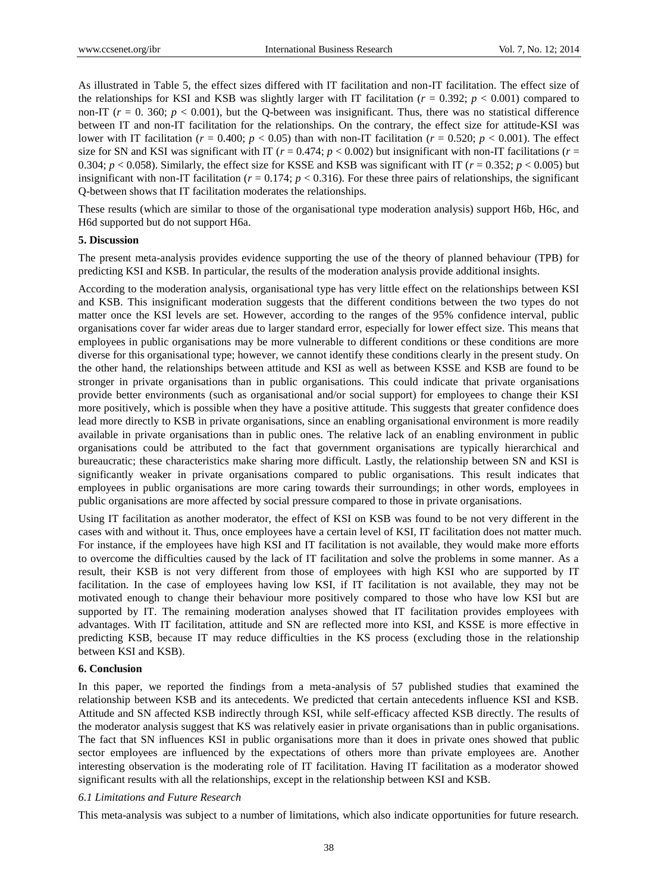As illustrated in Table 5, the effect sizes differed with IT facilitation and non-IT facilitation. The effect size of the relationships for KSI and KSB was slightly larger with IT facilitation ($r = 0.392$; $p < 0.001$) compared to non-IT ($r = 0.360$; $p < 0.001$), but the Q-between was insignificant. Thus, there was no statistical difference between IT and non-IT facilitation for the relationships. On the contrary, the effect size for attitude-KSI was lower with IT facilitation ($r = 0.400$; $p < 0.05$) than with non-IT facilitation ($r = 0.520$; $p < 0.001$). The effect size for SN and KSI was significant with IT ($r = 0.474$; $p < 0.002$) but insignificant with non-IT facilitations ($r = 0.304$; $p < 0.058$). Similarly, the effect size for KSSE and KSB was significant with IT ($r = 0.352$; $p < 0.005$) but insignificant with non-IT facilitation ($r = 0.174$; $p < 0.316$). For these three pairs of relationships, the significant Q-between shows that IT facilitation moderates the relationships.

These results (which are similar to those of the organisational type moderation analysis) support H6b, H6c, and H6d supported but do not support H6a.

## 5. Discussion

The present meta-analysis provides evidence supporting the use of the theory of planned behaviour (TPB) for predicting KSI and KSB. In particular, the results of the moderation analysis provide additional insights.

According to the moderation analysis, organisational type has very little effect on the relationships between KSI and KSB. This insignificant moderation suggests that the different conditions between the two types do not matter once the KSI levels are set. However, according to the ranges of the 95% confidence interval, public organisations cover far wider areas due to larger standard error, especially for lower effect size. This means that employees in public organisations may be more vulnerable to different conditions or these conditions are more diverse for this organisational type; however, we cannot identify these conditions clearly in the present study. On the other hand, the relationships between attitude and KSI as well as between KSSE and KSB are found to be stronger in private organisations than in public organisations. This could indicate that private organisations provide better environments (such as organisational and/or social support) for employees to change their KSI more positively, which is possible when they have a positive attitude. This suggests that greater confidence does lead more directly to KSB in private organisations, since an enabling organisational environment is more readily available in private organisations than in public ones. The relative lack of an enabling environment in public organisations could be attributed to the fact that government organisations are typically hierarchical and bureaucratic; these characteristics make sharing more difficult. Lastly, the relationship between SN and KSI is significantly weaker in private organisations compared to public organisations. This result indicates that employees in public organisations are more caring towards their surroundings; in other words, employees in public organisations are more affected by social pressure compared to those in private organisations.

Using IT facilitation as another moderator, the effect of KSI on KSB was found to be not very different in the cases with and without it. Thus, once employees have a certain level of KSI, IT facilitation does not matter much. For instance, if the employees have high KSI and IT facilitation is not available, they would make more efforts to overcome the difficulties caused by the lack of IT facilitation and solve the problems in some manner. As a result, their KSB is not very different from those of employees with high KSI who are supported by IT facilitation. In the case of employees having low KSI, if IT facilitation is not available, they may not be motivated enough to change their behaviour more positively compared to those who have low KSI but are supported by IT. The remaining moderation analyses showed that IT facilitation provides employees with advantages. With IT facilitation, attitude and SN are reflected more into KSI, and KSSE is more effective in predicting KSB, because IT may reduce difficulties in the KS process (excluding those in the relationship between KSI and KSB).

## 6. Conclusion

In this paper, we reported the findings from a meta-analysis of 57 published studies that examined the relationship between KSB and its antecedents. We predicted that certain antecedents influence KSI and KSB. Attitude and SN affected KSB indirectly through KSI, while self-efficacy affected KSB directly. The results of the moderator analysis suggest that KS was relatively easier in private organisations than in public organisations. The fact that SN influences KSI in public organisations more than it does in private ones showed that public sector employees are influenced by the expectations of others more than private employees are. Another interesting observation is the moderating role of IT facilitation. Having IT facilitation as a moderator showed significant results with all the relationships, except in the relationship between KSI and KSB.

### *6.1 Limitations and Future Research*

This meta-analysis was subject to a number of limitations, which also indicate opportunities for future research.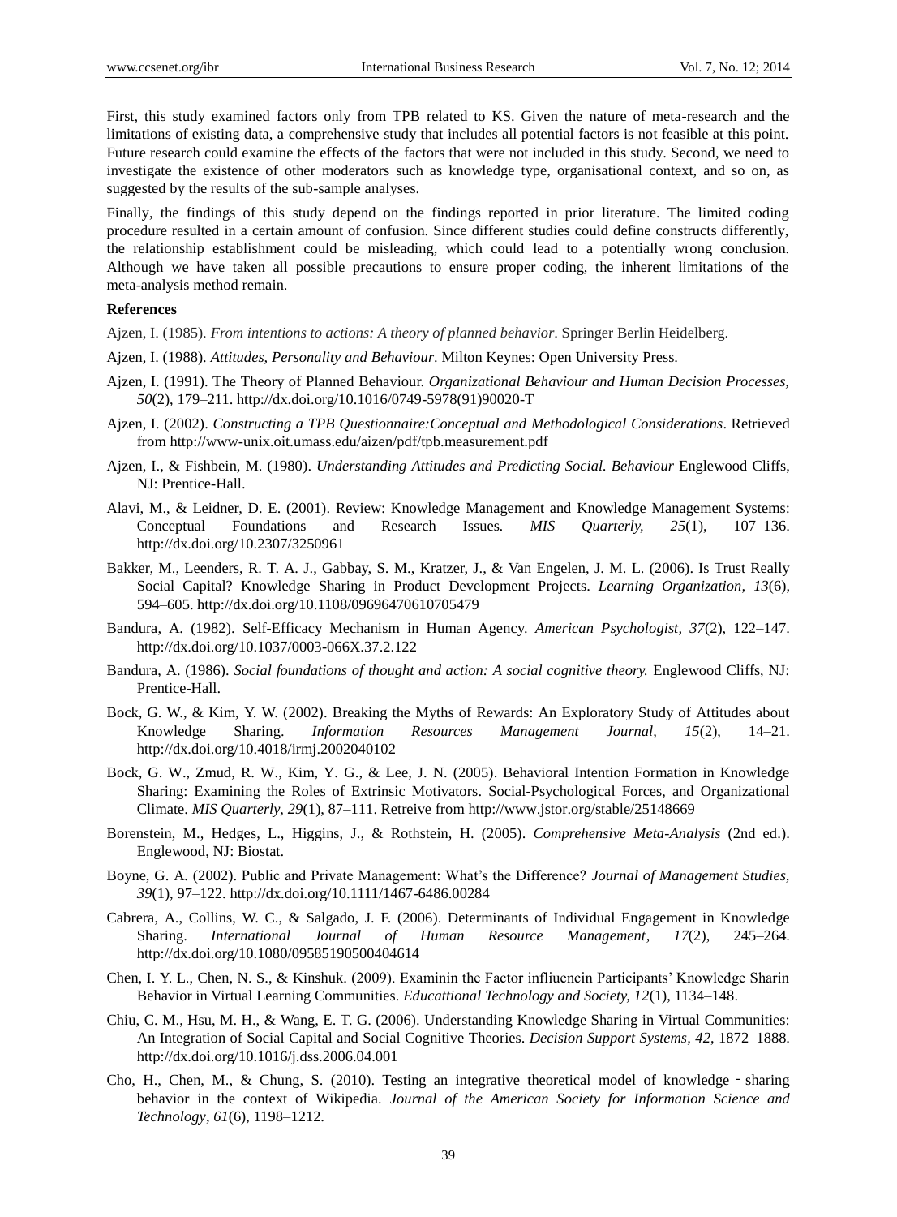First, this study examined factors only from TPB related to KS. Given the nature of meta-research and the limitations of existing data, a comprehensive study that includes all potential factors is not feasible at this point. Future research could examine the effects of the factors that were not included in this study. Second, we need to investigate the existence of other moderators such as knowledge type, organisational context, and so on, as suggested by the results of the sub-sample analyses.

Finally, the findings of this study depend on the findings reported in prior literature. The limited coding procedure resulted in a certain amount of confusion. Since different studies could define constructs differently, the relationship establishment could be misleading, which could lead to a potentially wrong conclusion. Although we have taken all possible precautions to ensure proper coding, the inherent limitations of the meta-analysis method remain.

**References**

Ajzen, I. (1985). *From intentions to actions: A theory of planned behavior*. Springer Berlin Heidelberg.

Ajzen, I. (1988). *Attitudes, Personality and Behaviour*. Milton Keynes: Open University Press.

Ajzen, I. (1991). The Theory of Planned Behaviour. *Organizational Behaviour and Human Decision Processes, 50*(2), 179–211. http://dx.doi.org/10.1016/0749-5978(91)90020-T

Ajzen, I. (2002). *Constructing a TPB Questionnaire:Conceptual and Methodological Considerations*. Retrieved from http://www-unix.oit.umass.edu/aizen/pdf/tpb.measurement.pdf

Ajzen, I., & Fishbein, M. (1980). *Understanding Attitudes and Predicting Social. Behaviour* Englewood Cliffs, NJ: Prentice-Hall.

Alavi, M., & Leidner, D. E. (2001). Review: Knowledge Management and Knowledge Management Systems: Conceptual Foundations and Research Issues. *MIS Quarterly, 25*(1), 107–136. http://dx.doi.org/10.2307/3250961

Bakker, M., Leenders, R. T. A. J., Gabbay, S. M., Kratzer, J., & Van Engelen, J. M. L. (2006). Is Trust Really Social Capital? Knowledge Sharing in Product Development Projects. *Learning Organization, 13*(6), 594–605. http://dx.doi.org/10.1108/09696470610705479

Bandura, A. (1982). Self-Efficacy Mechanism in Human Agency. *American Psychologist, 37*(2), 122–147. http://dx.doi.org/10.1037/0003-066X.37.2.122

Bandura, A. (1986). *Social foundations of thought and action: A social cognitive theory.* Englewood Cliffs, NJ: Prentice-Hall.

Bock, G. W., & Kim, Y. W. (2002). Breaking the Myths of Rewards: An Exploratory Study of Attitudes about Knowledge Sharing. *Information Resources Management Journal, 15*(2), 14–21. http://dx.doi.org/10.4018/irmj.2002040102

Bock, G. W., Zmud, R. W., Kim, Y. G., & Lee, J. N. (2005). Behavioral Intention Formation in Knowledge Sharing: Examining the Roles of Extrinsic Motivators. Social-Psychological Forces, and Organizational Climate. *MIS Quarterly, 29*(1), 87–111. Retreive from http://www.jstor.org/stable/25148669

Borenstein, M., Hedges, L., Higgins, J., & Rothstein, H. (2005). *Comprehensive Meta-Analysis* (2nd ed.). Englewood, NJ: Biostat.

Boyne, G. A. (2002). Public and Private Management: What's the Difference? *Journal of Management Studies, 39*(1), 97–122. http://dx.doi.org/10.1111/1467-6486.00284

Cabrera, A., Collins, W. C., & Salgado, J. F. (2006). Determinants of Individual Engagement in Knowledge Sharing. *International Journal of Human Resource Management, 17*(2), 245–264. http://dx.doi.org/10.1080/09585190500404614

Chen, I. Y. L., Chen, N. S., & Kinshuk. (2009). Examinin the Factor infliuencin Participants' Knowledge Sharin Behavior in Virtual Learning Communities. *Educattional Technology and Society, 12*(1), 1134–148.

Chiu, C. M., Hsu, M. H., & Wang, E. T. G. (2006). Understanding Knowledge Sharing in Virtual Communities: An Integration of Social Capital and Social Cognitive Theories. *Decision Support Systems, 42*, 1872–1888. http://dx.doi.org/10.1016/j.dss.2006.04.001

Cho, H., Chen, M., & Chung, S. (2010). Testing an integrative theoretical model of knowledge - sharing behavior in the context of Wikipedia. *Journal of the American Society for Information Science and Technology, 61*(6), 1198–1212.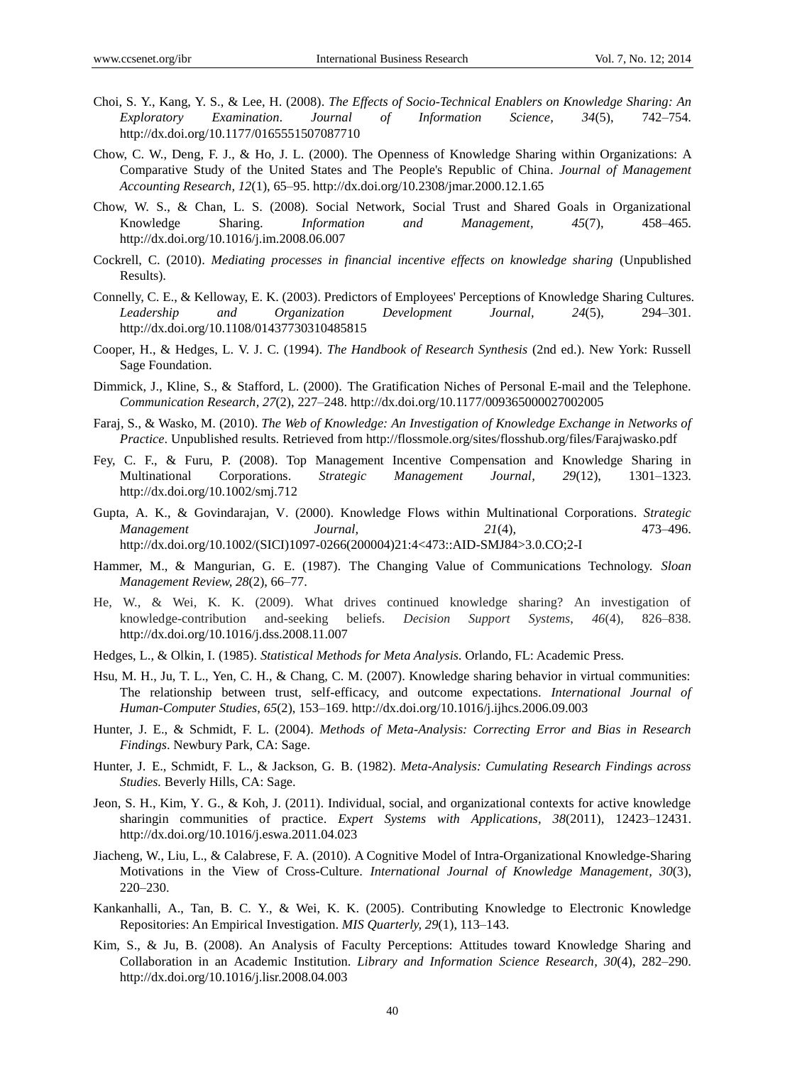Choi, S. Y., Kang, Y. S., & Lee, H. (2008). *The Effects of Socio-Technical Enablers on Knowledge Sharing: An Exploratory Examination*. *Journal of Information Science, 34*(5), 742–754. http://dx.doi.org/10.1177/0165551507087710

Chow, C. W., Deng, F. J., & Ho, J. L. (2000). The Openness of Knowledge Sharing within Organizations: A Comparative Study of the United States and The People's Republic of China. *Journal of Management Accounting Research, 12*(1), 65–95. http://dx.doi.org/10.2308/jmar.2000.12.1.65

Chow, W. S., & Chan, L. S. (2008). Social Network, Social Trust and Shared Goals in Organizational Knowledge Sharing. *Information and Management, 45*(7), 458–465. http://dx.doi.org/10.1016/j.im.2008.06.007

Cockrell, C. (2010). *Mediating processes in financial incentive effects on knowledge sharing* (Unpublished Results).

Connelly, C. E., & Kelloway, E. K. (2003). Predictors of Employees' Perceptions of Knowledge Sharing Cultures. *Leadership and Organization Development Journal, 24*(5), 294–301. http://dx.doi.org/10.1108/01437730310485815

Cooper, H., & Hedges, L. V. J. C. (1994). *The Handbook of Research Synthesis* (2nd ed.). New York: Russell Sage Foundation.

Dimmick, J., Kline, S., & Stafford, L. (2000). The Gratification Niches of Personal E-mail and the Telephone. *Communication Research*, *27*(2), 227–248. http://dx.doi.org/10.1177/009365000027002005

Faraj, S., & Wasko, M. (2010). *The Web of Knowledge: An Investigation of Knowledge Exchange in Networks of Practice*. Unpublished results. Retrieved from http://flossmole.org/sites/flosshub.org/files/Farajwasko.pdf

Fey, C. F., & Furu, P. (2008). Top Management Incentive Compensation and Knowledge Sharing in Multinational Corporations. *Strategic Management Journal, 29*(12), 1301–1323. http://dx.doi.org/10.1002/smj.712

Gupta, A. K., & Govindarajan, V. (2000). Knowledge Flows within Multinational Corporations. *Strategic Management Journal, 21*(4), 473–496. http://dx.doi.org/10.1002/(SICI)1097-0266(200004)21:4<473::AID-SMJ84>3.0.CO;2-I

Hammer, M., & Mangurian, G. E. (1987). The Changing Value of Communications Technology. *Sloan Management Review, 28*(2), 66–77.

He, W., & Wei, K. K. (2009). What drives continued knowledge sharing? An investigation of knowledge-contribution and-seeking beliefs. *Decision Support Systems*, *46*(4), 826–838. http://dx.doi.org/10.1016/j.dss.2008.11.007

Hedges, L., & Olkin, I. (1985). *Statistical Methods for Meta Analysis.* Orlando, FL: Academic Press.

Hsu, M. H., Ju, T. L., Yen, C. H., & Chang, C. M. (2007). Knowledge sharing behavior in virtual communities: The relationship between trust, self-efficacy, and outcome expectations. *International Journal of Human-Computer Studies, 65*(2), 153–169. http://dx.doi.org/10.1016/j.ijhcs.2006.09.003

Hunter, J. E., & Schmidt, F. L. (2004). *Methods of Meta-Analysis: Correcting Error and Bias in Research Findings*. Newbury Park, CA: Sage.

Hunter, J. E., Schmidt, F. L., & Jackson, G. B. (1982). *Meta-Analysis: Cumulating Research Findings across Studies.* Beverly Hills, CA: Sage.

Jeon, S. H., Kim, Y. G., & Koh, J. (2011). Individual, social, and organizational contexts for active knowledge sharingin communities of practice. *Expert Systems with Applications*, *38*(2011), 12423–12431. http://dx.doi.org/10.1016/j.eswa.2011.04.023

Jiacheng, W., Liu, L., & Calabrese, F. A. (2010). A Cognitive Model of Intra-Organizational Knowledge-Sharing Motivations in the View of Cross-Culture. *International Journal of Knowledge Management*, *30*(3), 220–230.

Kankanhalli, A., Tan, B. C. Y., & Wei, K. K. (2005). Contributing Knowledge to Electronic Knowledge Repositories: An Empirical Investigation. *MIS Quarterly, 29*(1), 113–143.

Kim, S., & Ju, B. (2008). An Analysis of Faculty Perceptions: Attitudes toward Knowledge Sharing and Collaboration in an Academic Institution. *Library and Information Science Research, 30*(4), 282–290. http://dx.doi.org/10.1016/j.lisr.2008.04.003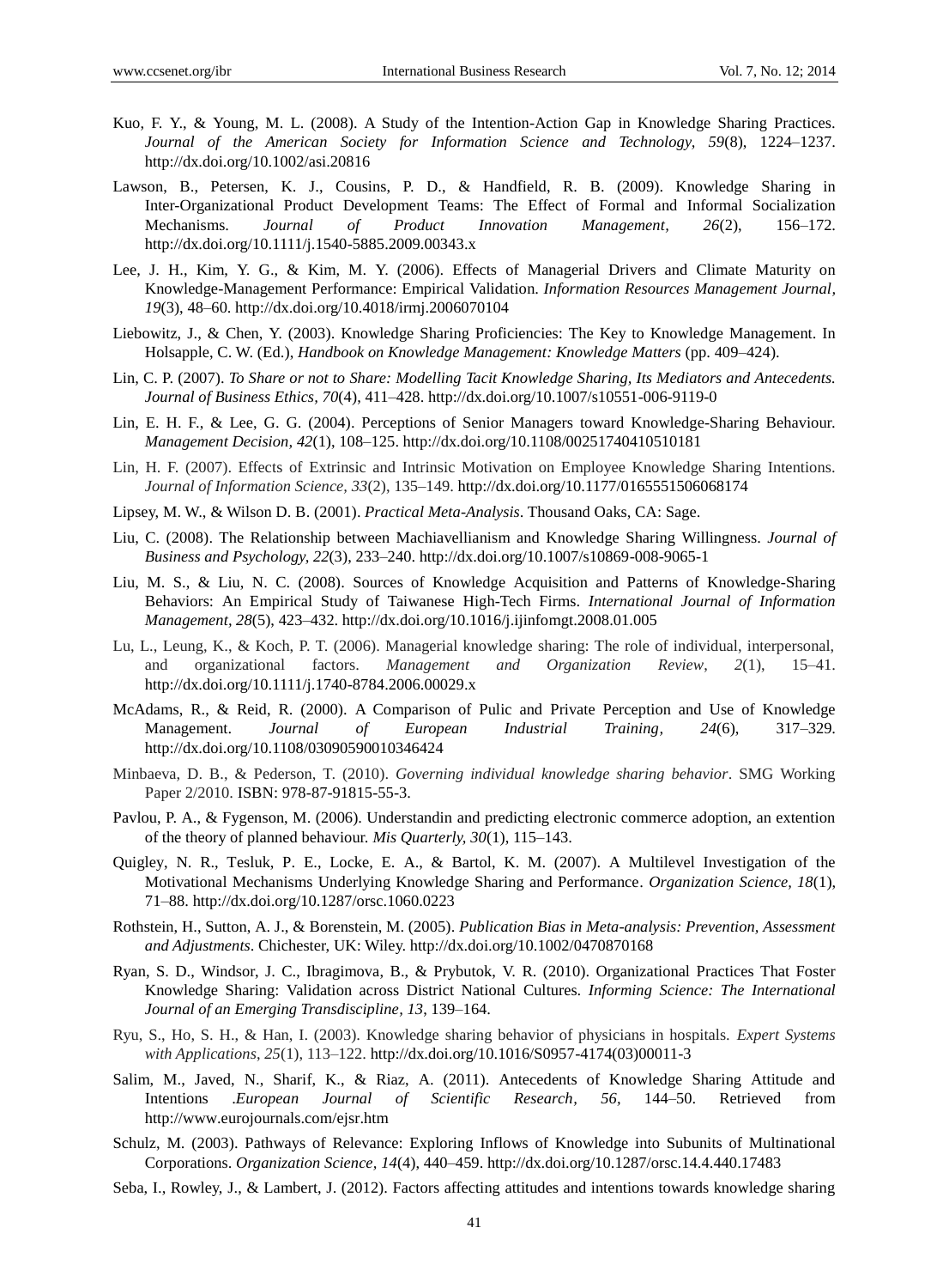Kuo, F. Y., & Young, M. L. (2008). A Study of the Intention-Action Gap in Knowledge Sharing Practices. *Journal of the American Society for Information Science and Technology, 59*(8), 1224–1237. http://dx.doi.org/10.1002/asi.20816

Lawson, B., Petersen, K. J., Cousins, P. D., & Handfield, R. B. (2009). Knowledge Sharing in Inter-Organizational Product Development Teams: The Effect of Formal and Informal Socialization Mechanisms. *Journal of Product Innovation Management*, *26*(2), 156–172. http://dx.doi.org/10.1111/j.1540-5885.2009.00343.x

Lee, J. H., Kim, Y. G., & Kim, M. Y. (2006). Effects of Managerial Drivers and Climate Maturity on Knowledge-Management Performance: Empirical Validation. *Information Resources Management Journal, 19*(3), 48–60. http://dx.doi.org/10.4018/irmj.2006070104

Liebowitz, J., & Chen, Y. (2003). Knowledge Sharing Proficiencies: The Key to Knowledge Management. In Holsapple, C. W. (Ed.), *Handbook on Knowledge Management: Knowledge Matters* (pp. 409–424).

Lin, C. P. (2007). *To Share or not to Share: Modelling Tacit Knowledge Sharing, Its Mediators and Antecedents. Journal of Business Ethics, 70*(4), 411–428. http://dx.doi.org/10.1007/s10551-006-9119-0

Lin, E. H. F., & Lee, G. G. (2004). Perceptions of Senior Managers toward Knowledge-Sharing Behaviour. *Management Decision, 42*(1), 108–125. http://dx.doi.org/10.1108/00251740410510181

Lin, H. F. (2007). Effects of Extrinsic and Intrinsic Motivation on Employee Knowledge Sharing Intentions. *Journal of Information Science, 33*(2), 135–149. http://dx.doi.org/10.1177/0165551506068174

Lipsey, M. W., & Wilson D. B. (2001). *Practical Meta-Analysis*. Thousand Oaks, CA: Sage.

Liu, C. (2008). The Relationship between Machiavellianism and Knowledge Sharing Willingness. *Journal of Business and Psychology, 22*(3), 233–240. http://dx.doi.org/10.1007/s10869-008-9065-1

Liu, M. S., & Liu, N. C. (2008). Sources of Knowledge Acquisition and Patterns of Knowledge-Sharing Behaviors: An Empirical Study of Taiwanese High-Tech Firms. *International Journal of Information Management, 28*(5), 423–432. http://dx.doi.org/10.1016/j.ijinfomgt.2008.01.005

Lu, L., Leung, K., & Koch, P. T. (2006). Managerial knowledge sharing: The role of individual, interpersonal, and organizational factors. *Management and Organization Review*, *2*(1), 15–41. http://dx.doi.org/10.1111/j.1740-8784.2006.00029.x

McAdams, R., & Reid, R. (2000). A Comparison of Pulic and Private Perception and Use of Knowledge Management. *Journal of European Industrial Training*, *24*(6), 317–329. http://dx.doi.org/10.1108/03090590010346424

Minbaeva, D. B., & Pederson, T. (2010). *Governing individual knowledge sharing behavior*. SMG Working Paper 2/2010. ISBN: 978-87-91815-55-3.

Pavlou, P. A., & Fygenson, M. (2006). Understandin and predicting electronic commerce adoption, an extention of the theory of planned behaviour. *Mis Quarterly, 30*(1), 115–143.

Quigley, N. R., Tesluk, P. E., Locke, E. A., & Bartol, K. M. (2007). A Multilevel Investigation of the Motivational Mechanisms Underlying Knowledge Sharing and Performance. *Organization Science, 18*(1), 71–88. http://dx.doi.org/10.1287/orsc.1060.0223

Rothstein, H., Sutton, A. J., & Borenstein, M. (2005). *Publication Bias in Meta-analysis: Prevention, Assessment and Adjustments*. Chichester, UK: Wiley. http://dx.doi.org/10.1002/0470870168

Ryan, S. D., Windsor, J. C., Ibragimova, B., & Prybutok, V. R. (2010). Organizational Practices That Foster Knowledge Sharing: Validation across District National Cultures. *Informing Science: The International Journal of an Emerging Transdiscipline, 13*, 139–164.

Ryu, S., Ho, S. H., & Han, I. (2003). Knowledge sharing behavior of physicians in hospitals. *Expert Systems with Applications*, *25*(1), 113–122. http://dx.doi.org/10.1016/S0957-4174(03)00011-3

Salim, M., Javed, N., Sharif, K., & Riaz, A. (2011). Antecedents of Knowledge Sharing Attitude and Intentions .*European Journal of Scientific Research*, *56*, 144–50. Retrieved from http://www.eurojournals.com/ejsr.htm

Schulz, M. (2003). Pathways of Relevance: Exploring Inflows of Knowledge into Subunits of Multinational Corporations. *Organization Science, 14*(4), 440–459. http://dx.doi.org/10.1287/orsc.14.4.440.17483

Seba, I., Rowley, J., & Lambert, J. (2012). Factors affecting attitudes and intentions towards knowledge sharing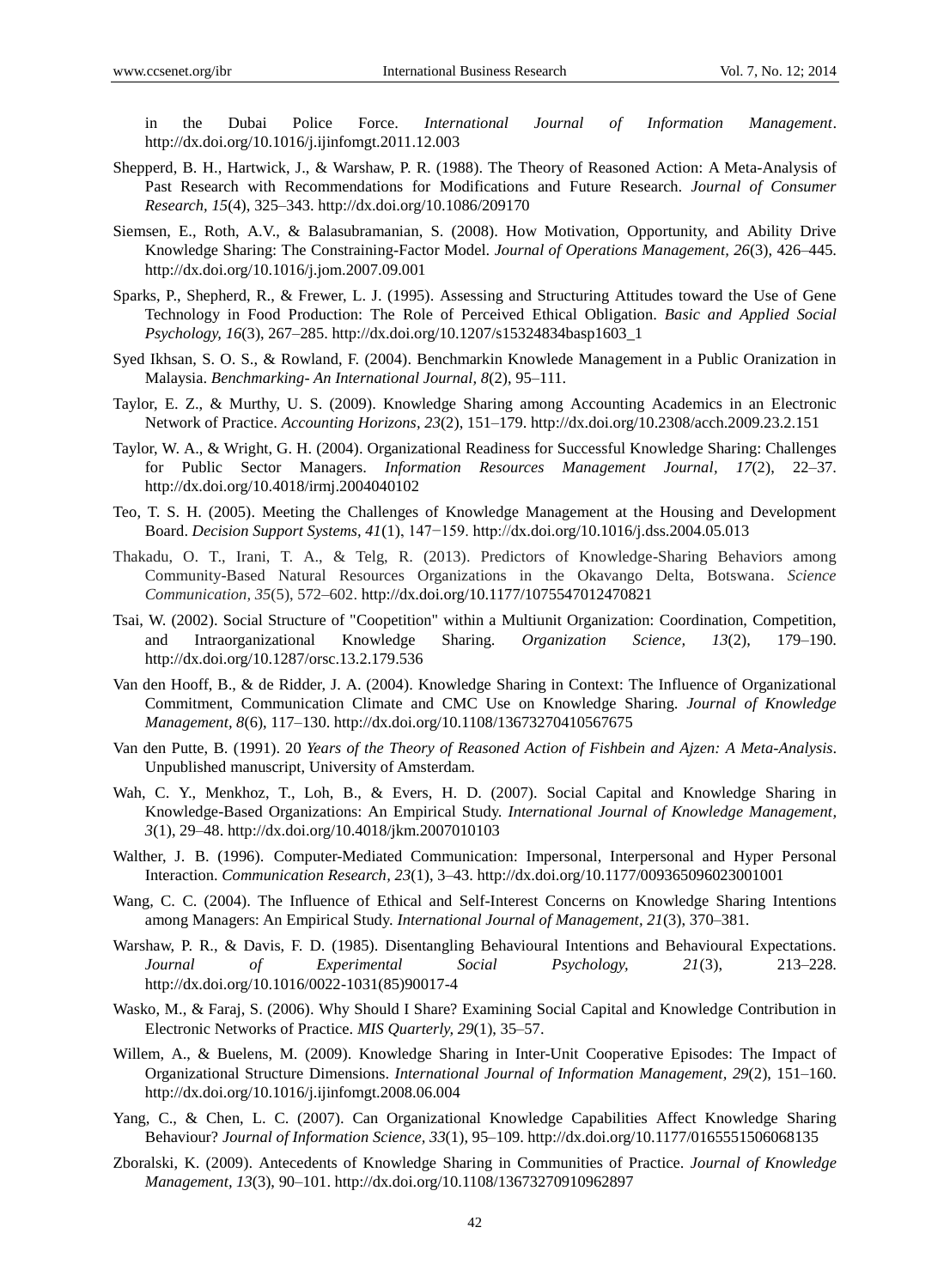in the Dubai Police Force. *International Journal of Information Management*. http://dx.doi.org/10.1016/j.ijinfomgt.2011.12.003

Shepperd, B. H., Hartwick, J., & Warshaw, P. R. (1988). The Theory of Reasoned Action: A Meta-Analysis of Past Research with Recommendations for Modifications and Future Research. *Journal of Consumer Research, 15*(4), 325–343. http://dx.doi.org/10.1086/209170

Siemsen, E., Roth, A.V., & Balasubramanian, S. (2008). How Motivation, Opportunity, and Ability Drive Knowledge Sharing: The Constraining-Factor Model. *Journal of Operations Management, 26*(3), 426–445. http://dx.doi.org/10.1016/j.jom.2007.09.001

Sparks, P., Shepherd, R., & Frewer, L. J. (1995). Assessing and Structuring Attitudes toward the Use of Gene Technology in Food Production: The Role of Perceived Ethical Obligation. *Basic and Applied Social Psychology, 16*(3), 267–285. http://dx.doi.org/10.1207/s15324834basp1603_1

Syed Ikhsan, S. O. S., & Rowland, F. (2004). Benchmarkin Knowlede Management in a Public Oranization in Malaysia. *Benchmarking- An International Journal, 8*(2), 95–111.

Taylor, E. Z., & Murthy, U. S. (2009). Knowledge Sharing among Accounting Academics in an Electronic Network of Practice. *Accounting Horizons, 23*(2), 151–179. http://dx.doi.org/10.2308/acch.2009.23.2.151

Taylor, W. A., & Wright, G. H. (2004). Organizational Readiness for Successful Knowledge Sharing: Challenges for Public Sector Managers. *Information Resources Management Journal, 17*(2), 22–37. http://dx.doi.org/10.4018/irmj.2004040102

Teo, T. S. H. (2005). Meeting the Challenges of Knowledge Management at the Housing and Development Board. *Decision Support Systems, 41*(1), 147−159. http://dx.doi.org/10.1016/j.dss.2004.05.013

Thakadu, O. T., Irani, T. A., & Telg, R. (2013). Predictors of Knowledge-Sharing Behaviors among Community-Based Natural Resources Organizations in the Okavango Delta, Botswana. *Science Communication, 35*(5), 572–602. http://dx.doi.org/10.1177/1075547012470821

Tsai, W. (2002). Social Structure of "Coopetition" within a Multiunit Organization: Coordination, Competition, and Intraorganizational Knowledge Sharing. *Organization Science, 13*(2), 179–190. http://dx.doi.org/10.1287/orsc.13.2.179.536

Van den Hooff, B., & de Ridder, J. A. (2004). Knowledge Sharing in Context: The Influence of Organizational Commitment, Communication Climate and CMC Use on Knowledge Sharing. *Journal of Knowledge Management, 8*(6), 117–130. http://dx.doi.org/10.1108/13673270410567675

Van den Putte, B. (1991). 20 *Years of the Theory of Reasoned Action of Fishbein and Ajzen: A Meta-Analysis*. Unpublished manuscript, University of Amsterdam.

Wah, C. Y., Menkhoz, T., Loh, B., & Evers, H. D. (2007). Social Capital and Knowledge Sharing in Knowledge-Based Organizations: An Empirical Study. *International Journal of Knowledge Management, 3*(1), 29–48. http://dx.doi.org/10.4018/jkm.2007010103

Walther, J. B. (1996). Computer-Mediated Communication: Impersonal, Interpersonal and Hyper Personal Interaction. *Communication Research, 23*(1), 3–43. http://dx.doi.org/10.1177/009365096023001001

Wang, C. C. (2004). The Influence of Ethical and Self-Interest Concerns on Knowledge Sharing Intentions among Managers: An Empirical Study. *International Journal of Management, 21*(3), 370–381.

Warshaw, P. R., & Davis, F. D. (1985). Disentangling Behavioural Intentions and Behavioural Expectations. *Journal of Experimental Social Psychology, 21*(3), 213–228. http://dx.doi.org/10.1016/0022-1031(85)90017-4

Wasko, M., & Faraj, S. (2006). Why Should I Share? Examining Social Capital and Knowledge Contribution in Electronic Networks of Practice. *MIS Quarterly, 29*(1), 35–57.

Willem, A., & Buelens, M. (2009). Knowledge Sharing in Inter-Unit Cooperative Episodes: The Impact of Organizational Structure Dimensions. *International Journal of Information Management, 29*(2), 151–160. http://dx.doi.org/10.1016/j.ijinfomgt.2008.06.004

Yang, C., & Chen, L. C. (2007). Can Organizational Knowledge Capabilities Affect Knowledge Sharing Behaviour? *Journal of Information Science, 33*(1), 95–109. http://dx.doi.org/10.1177/0165551506068135

Zboralski, K. (2009). Antecedents of Knowledge Sharing in Communities of Practice. *Journal of Knowledge Management, 13*(3), 90–101. http://dx.doi.org/10.1108/13673270910962897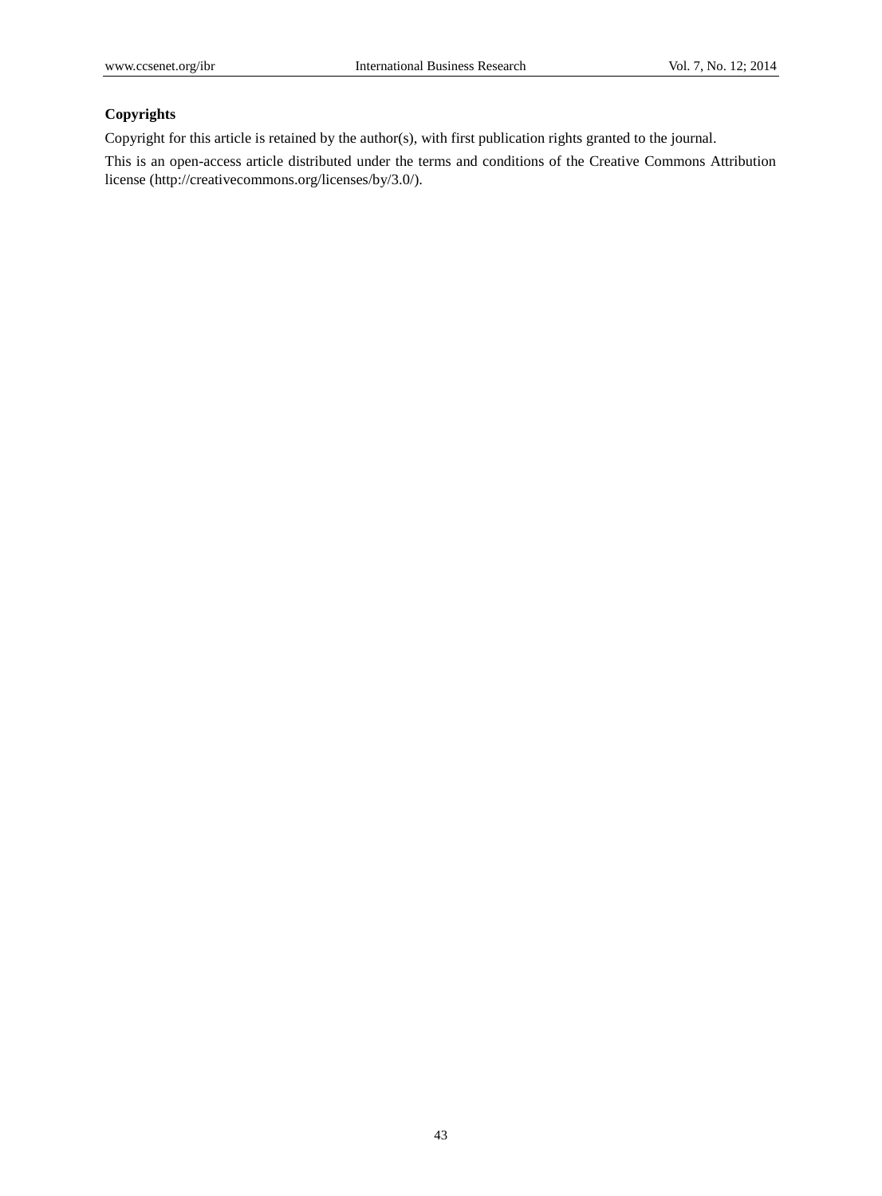**Copyrights**

Copyright for this article is retained by the author(s), with first publication rights granted to the journal.

This is an open-access article distributed under the terms and conditions of the Creative Commons Attribution license (http://creativecommons.org/licenses/by/3.0/).